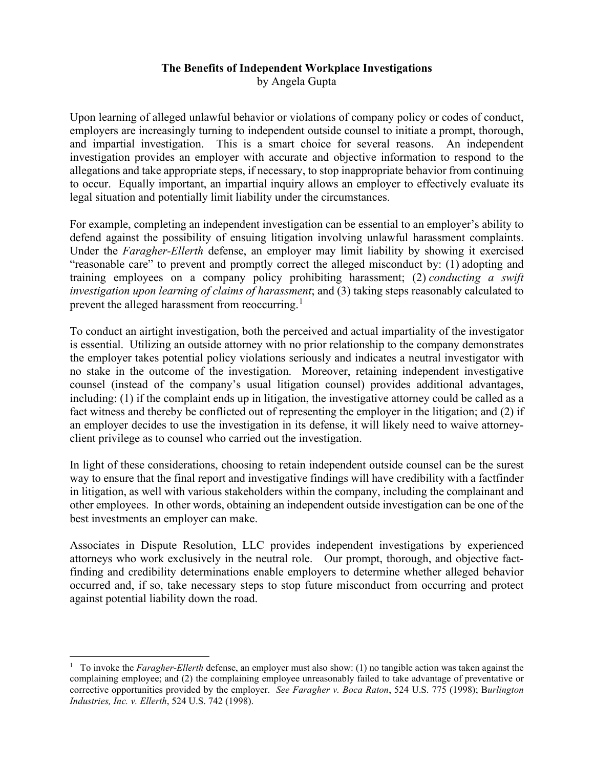# The Benefits of Independent Workplace Investigations

by Angela Gupta

Upon learning of alleged unlawful behavior or violations of company policy or codes of conduct, employers are increasingly turning to independent outside counsel to initiate a prompt, thorough, and impartial investigation. This is a smart choice for several reasons. An independent investigation provides an employer with accurate and objective information to respond to the allegations and take appropriate steps, if necessary, to stop inappropriate behavior from continuing to occur. Equally important, an impartial inquiry allows an employer to effectively evaluate its legal situation and potentially limit liability under the circumstances.

For example, completing an independent investigation can be essential to an employer's ability to defend against the possibility of ensuing litigation involving unlawful harassment complaints. Under the *Faragher-Ellerth* defense, an employer may limit liability by showing it exercised "reasonable care" to prevent and promptly correct the alleged misconduct by: (1) adopting and training employees on a company policy prohibiting harassment; (2) *conducting a swift investigation upon learning of claims of harassment*; and (3) taking steps reasonably calculated to prevent the alleged harassment from reoccurring.[1]

To conduct an airtight investigation, both the perceived and actual impartiality of the investigator is essential. Utilizing an outside attorney with no prior relationship to the company demonstrates the employer takes potential policy violations seriously and indicates a neutral investigator with no stake in the outcome of the investigation. Moreover, retaining independent investigative counsel (instead of the company's usual litigation counsel) provides additional advantages, including: (1) if the complaint ends up in litigation, the investigative attorney could be called as a fact witness and thereby be conflicted out of representing the employer in the litigation; and (2) if an employer decides to use the investigation in its defense, it will likely need to waive attorney-client privilege as to counsel who carried out the investigation.

In light of these considerations, choosing to retain independent outside counsel can be the surest way to ensure that the final report and investigative findings will have credibility with a factfinder in litigation, as well with various stakeholders within the company, including the complainant and other employees. In other words, obtaining an independent outside investigation can be one of the best investments an employer can make.

Associates in Dispute Resolution, LLC provides independent investigations by experienced attorneys who work exclusively in the neutral role. Our prompt, thorough, and objective fact-finding and credibility determinations enable employers to determine whether alleged behavior occurred and, if so, take necessary steps to stop future misconduct from occurring and protect against potential liability down the road.

---

[1] To invoke the *Faragher-Ellerth* defense, an employer must also show: (1) no tangible action was taken against the complaining employee; and (2) the complaining employee unreasonably failed to take advantage of preventative or corrective opportunities provided by the employer. *See Faragher v. Boca Raton*, 524 U.S. 775 (1998); B*urlington Industries, Inc. v. Ellerth*, 524 U.S. 742 (1998).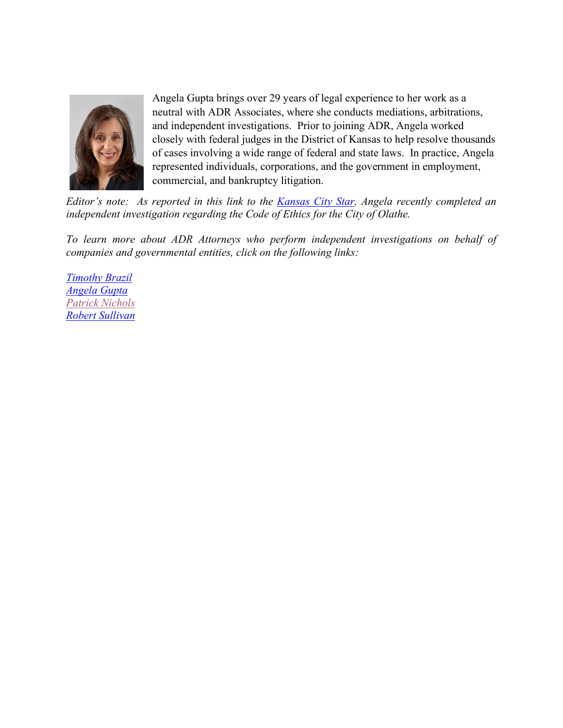Angela Gupta brings over 29 years of legal experience to her work as a neutral with ADR Associates, where she conducts mediations, arbitrations, and independent investigations. Prior to joining ADR, Angela worked closely with federal judges in the District of Kansas to help resolve thousands of cases involving a wide range of federal and state laws. In practice, Angela represented individuals, corporations, and the government in employment, commercial, and bankruptcy litigation.

*Editor's note: As reported in this link to the Kansas City Star, Angela recently completed an independent investigation regarding the Code of Ethics for the City of Olathe.*

*To learn more about ADR Attorneys who perform independent investigations on behalf of companies and governmental entities, click on the following links:*

*Timothy Brazil*
*Angela Gupta*
*Patrick Nichols*
*Robert Sullivan*